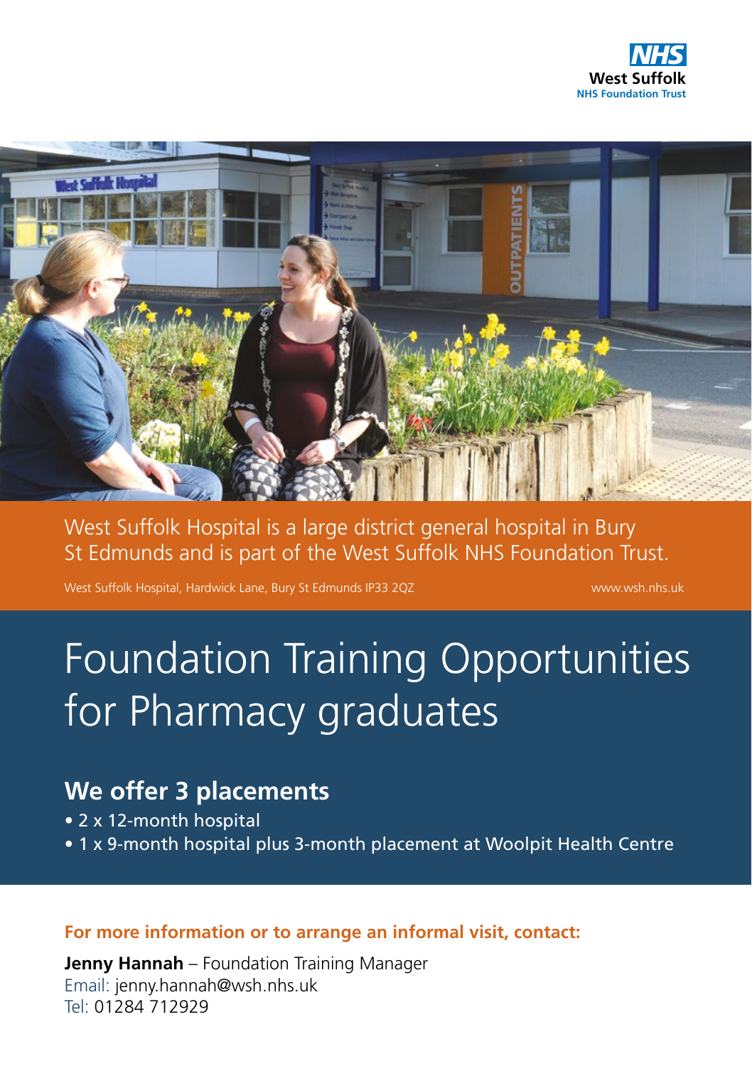NHS
West Suffolk
NHS Foundation Trust

West Suffolk Hospital is a large district general hospital in Bury St Edmunds and is part of the West Suffolk NHS Foundation Trust.

West Suffolk Hospital, Hardwick Lane, Bury St Edmunds IP33 2QZ

www.wsh.nhs.uk

# Foundation Training Opportunities for Pharmacy graduates

## We offer 3 placements

- 2 x 12-month hospital
- 1 x 9-month hospital plus 3-month placement at Woolpit Health Centre

**For more information or to arrange an informal visit, contact:**

**Jenny Hannah** – Foundation Training Manager
Email: jenny.hannah@wsh.nhs.uk
Tel: 01284 712929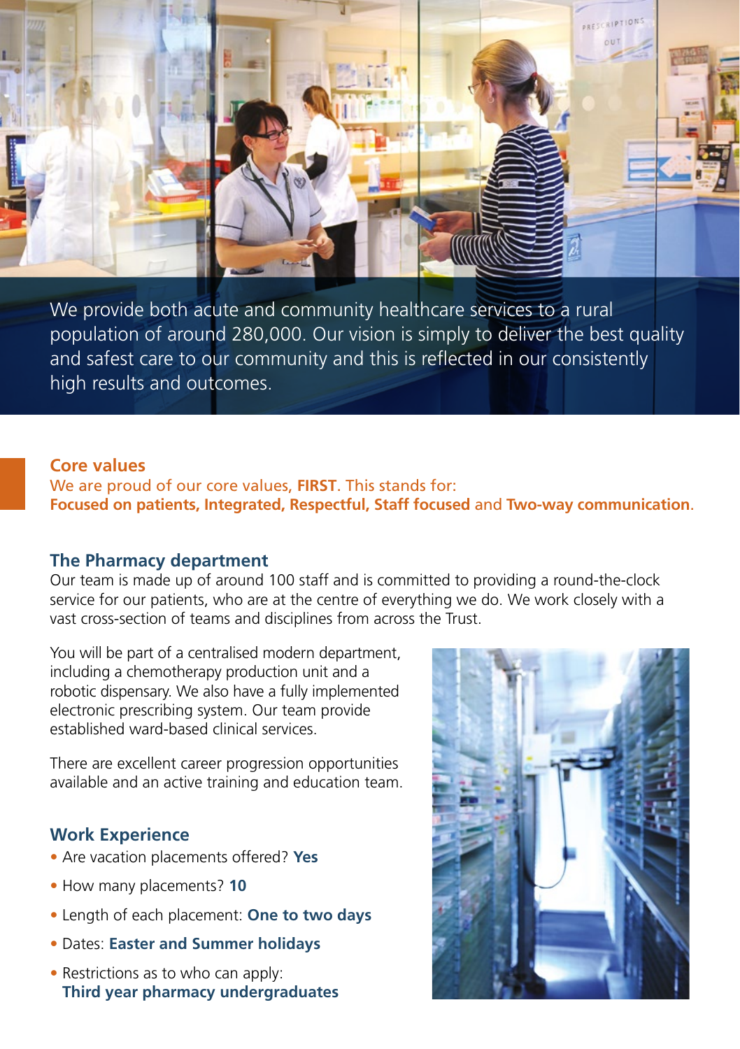We provide both acute and community healthcare services to a rural population of around 280,000. Our vision is simply to deliver the best quality and safest care to our community and this is reflected in our consistently high results and outcomes.

## Core values

We are proud of our core values, **FIRST**. This stands for:
**Focused on patients, Integrated, Respectful, Staff focused** and **Two-way communication**.

## The Pharmacy department

Our team is made up of around 100 staff and is committed to providing a round-the-clock service for our patients, who are at the centre of everything we do. We work closely with a vast cross-section of teams and disciplines from across the Trust.

You will be part of a centralised modern department, including a chemotherapy production unit and a robotic dispensary. We also have a fully implemented electronic prescribing system. Our team provide established ward-based clinical services.

There are excellent career progression opportunities available and an active training and education team.

## Work Experience

- Are vacation placements offered? **Yes**
- How many placements? **10**
- Length of each placement: **One to two days**
- Dates: **Easter and Summer holidays**
- Restrictions as to who can apply: **Third year pharmacy undergraduates**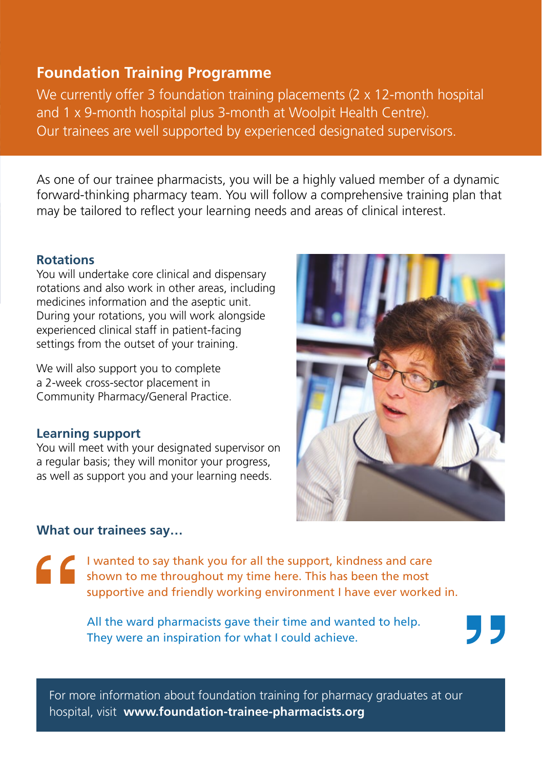## Foundation Training Programme

We currently offer 3 foundation training placements (2 x 12-month hospital and 1 x 9-month hospital plus 3-month at Woolpit Health Centre). Our trainees are well supported by experienced designated supervisors.

As one of our trainee pharmacists, you will be a highly valued member of a dynamic forward-thinking pharmacy team. You will follow a comprehensive training plan that may be tailored to reflect your learning needs and areas of clinical interest.

### Rotations

You will undertake core clinical and dispensary rotations and also work in other areas, including medicines information and the aseptic unit. During your rotations, you will work alongside experienced clinical staff in patient-facing settings from the outset of your training.

We will also support you to complete a 2-week cross-sector placement in Community Pharmacy/General Practice.

### Learning support

You will meet with your designated supervisor on a regular basis; they will monitor your progress, as well as support you and your learning needs.

### What our trainees say…

> I wanted to say thank you for all the support, kindness and care shown to me throughout my time here. This has been the most supportive and friendly working environment I have ever worked in.
>
> All the ward pharmacists gave their time and wanted to help. They were an inspiration for what I could achieve.

For more information about foundation training for pharmacy graduates at our hospital, visit **www.foundation-trainee-pharmacists.org**